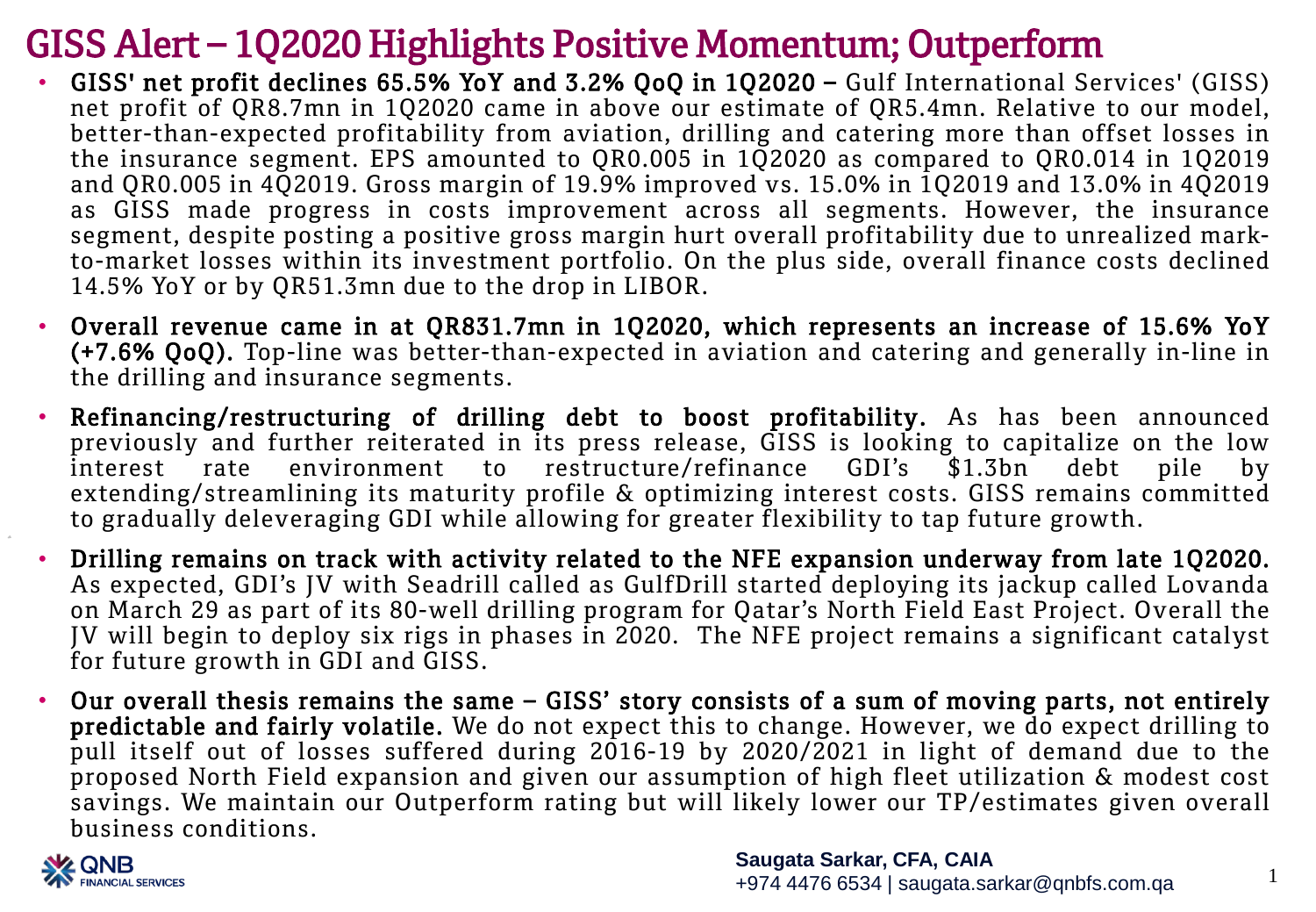# GISS Alert – 1Q2020 Highlights Positive Momentum; Outperform

- **GISS' net profit declines 65.5% YoY and 3.2% QoQ in 1Q2020 –** Gulf International Services' (GISS) net profit of QR8.7mn in 1Q2020 came in above our estimate of QR5.4mn. Relative to our model, better-than-expected profitability from aviation, drilling and catering more than offset losses in the insurance segment. EPS amounted to QR0.005 in 1Q2020 as compared to QR0.014 in 1Q2019 and QR0.005 in 4Q2019. Gross margin of 19.9% improved vs. 15.0% in 1Q2019 and 13.0% in 4Q2019 as GISS made progress in costs improvement across all segments. However, the insurance segment, despite posting a positive gross margin hurt overall profitability due to unrealized mark-to-market losses within its investment portfolio. On the plus side, overall finance costs declined 14.5% YoY or by QR51.3mn due to the drop in LIBOR.
- **Overall revenue came in at QR831.7mn in 1Q2020, which represents an increase of 15.6% YoY (+7.6% QoQ).** Top-line was better-than-expected in aviation and catering and generally in-line in the drilling and insurance segments.
- **Refinancing/restructuring of drilling debt to boost profitability.** As has been announced previously and further reiterated in its press release, GISS is looking to capitalize on the low interest rate environment to restructure/refinance GDI's $1.3bn debt pile by extending/streamlining its maturity profile & optimizing interest costs. GISS remains committed to gradually deleveraging GDI while allowing for greater flexibility to tap future growth.
- **Drilling remains on track with activity related to the NFE expansion underway from late 1Q2020.** As expected, GDI's JV with Seadrill called as GulfDrill started deploying its jackup called Lovanda on March 29 as part of its 80-well drilling program for Qatar's North Field East Project. Overall the JV will begin to deploy six rigs in phases in 2020. The NFE project remains a significant catalyst for future growth in GDI and GISS.
- **Our overall thesis remains the same – GISS' story consists of a sum of moving parts, not entirely predictable and fairly volatile.** We do not expect this to change. However, we do expect drilling to pull itself out of losses suffered during 2016-19 by 2020/2021 in light of demand due to the proposed North Field expansion and given our assumption of high fleet utilization & modest cost savings. We maintain our Outperform rating but will likely lower our TP/estimates given overall business conditions.

**Saugata Sarkar, CFA, CAIA**
+974 4476 6534 | saugata.sarkar@qnbfs.com.qa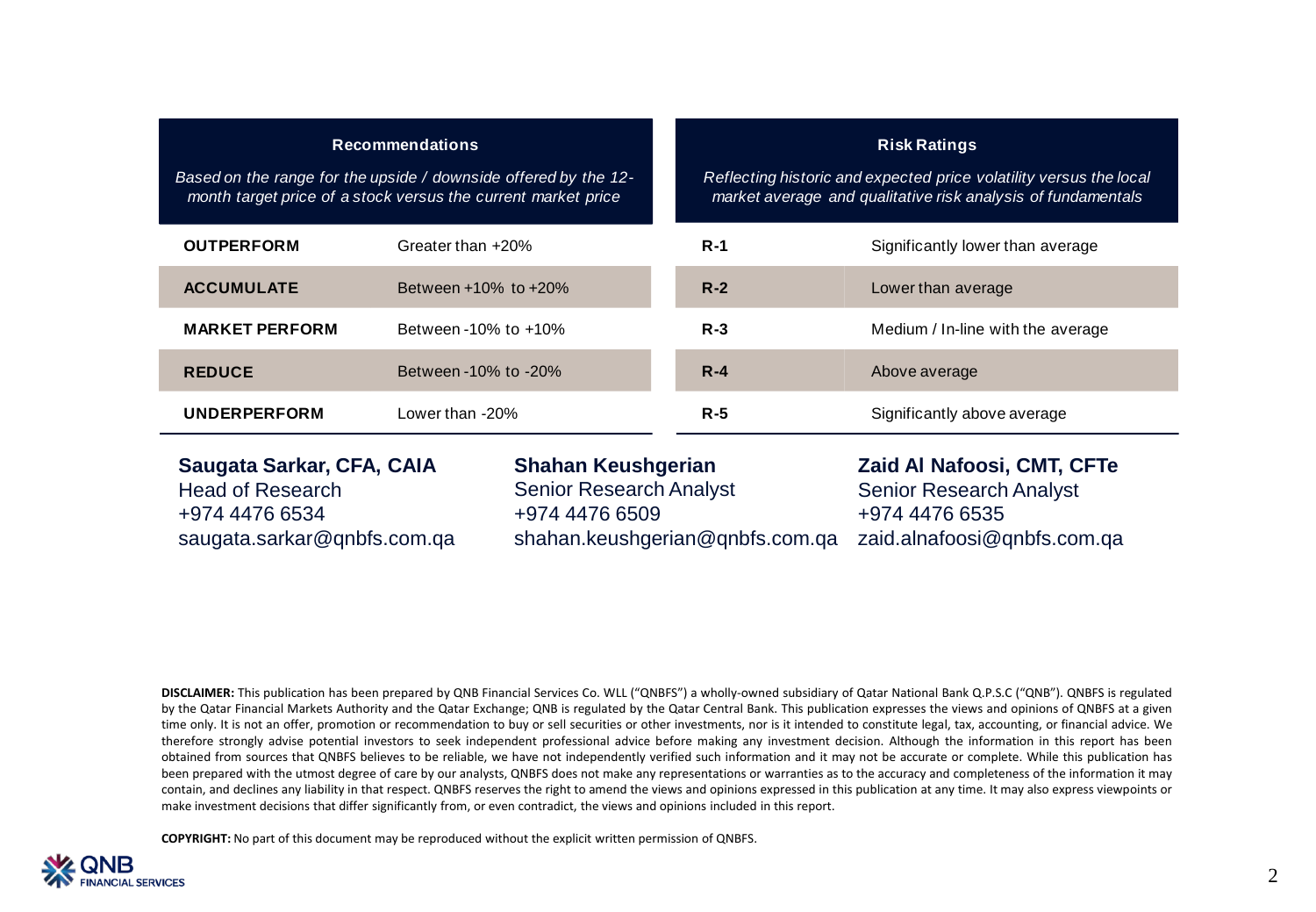| Recommendations | |
|---|---|
| *Based on the range for the upside / downside offered by the 12-month target price of a stock versus the current market price* | |
| **OUTPERFORM** | Greater than +20% |
| **ACCUMULATE** | Between +10% to +20% |
| **MARKET PERFORM** | Between -10% to +10% |
| **REDUCE** | Between -10% to -20% |
| **UNDERPERFORM** | Lower than -20% |

| Risk Ratings | |
|---|---|
| *Reflecting historic and expected price volatility versus the local market average and qualitative risk analysis of fundamentals* | |
| **R-1** | Significantly lower than average |
| **R-2** | Lower than average |
| **R-3** | Medium / In-line with the average |
| **R-4** | Above average |
| **R-5** | Significantly above average |

**Saugata Sarkar, CFA, CAIA**
Head of Research
+974 4476 6534
saugata.sarkar@qnbfs.com.qa

**Shahan Keushgerian**
Senior Research Analyst
+974 4476 6509
shahan.keushgerian@qnbfs.com.qa

**Zaid Al Nafoosi, CMT, CFTe**
Senior Research Analyst
+974 4476 6535
zaid.alnafoosi@qnbfs.com.qa

**DISCLAIMER:** This publication has been prepared by QNB Financial Services Co. WLL ("QNBFS") a wholly-owned subsidiary of Qatar National Bank Q.P.S.C ("QNB"). QNBFS is regulated by the Qatar Financial Markets Authority and the Qatar Exchange; QNB is regulated by the Qatar Central Bank. This publication expresses the views and opinions of QNBFS at a given time only. It is not an offer, promotion or recommendation to buy or sell securities or other investments, nor is it intended to constitute legal, tax, accounting, or financial advice. We therefore strongly advise potential investors to seek independent professional advice before making any investment decision. Although the information in this report has been obtained from sources that QNBFS believes to be reliable, we have not independently verified such information and it may not be accurate or complete. While this publication has been prepared with the utmost degree of care by our analysts, QNBFS does not make any representations or warranties as to the accuracy and completeness of the information it may contain, and declines any liability in that respect. QNBFS reserves the right to amend the views and opinions expressed in this publication at any time. It may also express viewpoints or make investment decisions that differ significantly from, or even contradict, the views and opinions included in this report.

**COPYRIGHT:** No part of this document may be reproduced without the explicit written permission of QNBFS.